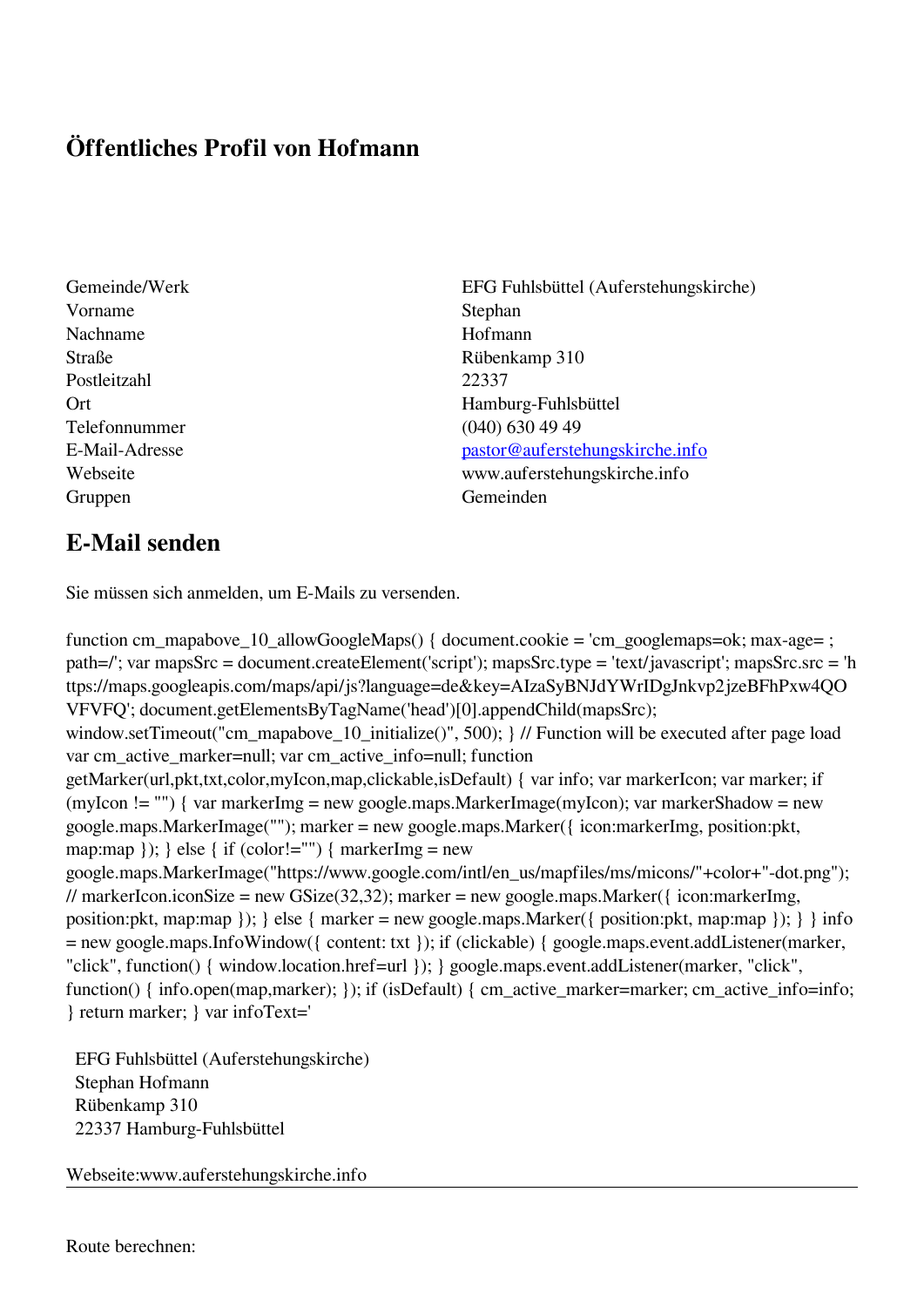# Öffentliches Profil von Hofmann

| | |
|---|---|
| Gemeinde/Werk | EFG Fuhlsbüttel (Auferstehungskirche) |
| Vorname | Stephan |
| Nachname | Hofmann |
| Straße | Rübenkamp 310 |
| Postleitzahl | 22337 |
| Ort | Hamburg-Fuhlsbüttel |
| Telefonnummer | (040) 630 49 49 |
| E-Mail-Adresse | pastor@auferstehungskirche.info |
| Webseite | www.auferstehungskirche.info |
| Gruppen | Gemeinden |

## E-Mail senden

Sie müssen sich anmelden, um E-Mails zu versenden.

```
function cm_mapabove_10_allowGoogleMaps() { document.cookie = 'cm_googlemaps=ok; max-age= ; path=/'; var mapsSrc = document.createElement('script'); mapsSrc.type = 'text/javascript'; mapsSrc.src = 'https://maps.googleapis.com/maps/api/js?language=de&key=AIzaSyBNJdYWrIDgJnkvp2jzeBFhPxw4QOVFVFQ'; document.getElementsByTagName('head')[0].appendChild(mapsSrc); window.setTimeout("cm_mapabove_10_initialize()", 500); } // Function will be executed after page load var cm_active_marker=null; var cm_active_info=null; function getMarker(url,pkt,txt,color,myIcon,map,clickable,isDefault) { var info; var markerIcon; var marker; if (myIcon != "") { var markerImg = new google.maps.MarkerImage(myIcon); var markerShadow = new google.maps.MarkerImage(""); marker = new google.maps.Marker({ icon:markerImg, position:pkt, map:map }); } else { if (color!="") { markerImg = new google.maps.MarkerImage("https://www.google.com/intl/en_us/mapfiles/ms/micons/"+color+"-dot.png"); // markerIcon.iconSize = new GSize(32,32); marker = new google.maps.Marker({ icon:markerImg, position:pkt, map:map }); } else { marker = new google.maps.Marker({ position:pkt, map:map }); } } info = new google.maps.InfoWindow({ content: txt }); if (clickable) { google.maps.event.addListener(marker, "click", function() { window.location.href=url }); } google.maps.event.addListener(marker, "click", function() { info.open(map,marker); }); if (isDefault) { cm_active_marker=marker; cm_active_info=info; } return marker; } var infoText='
```

EFG Fuhlsbüttel (Auferstehungskirche)
Stephan Hofmann
Rübenkamp 310
22337 Hamburg-Fuhlsbüttel

Webseite:www.auferstehungskirche.info

---

Route berechnen: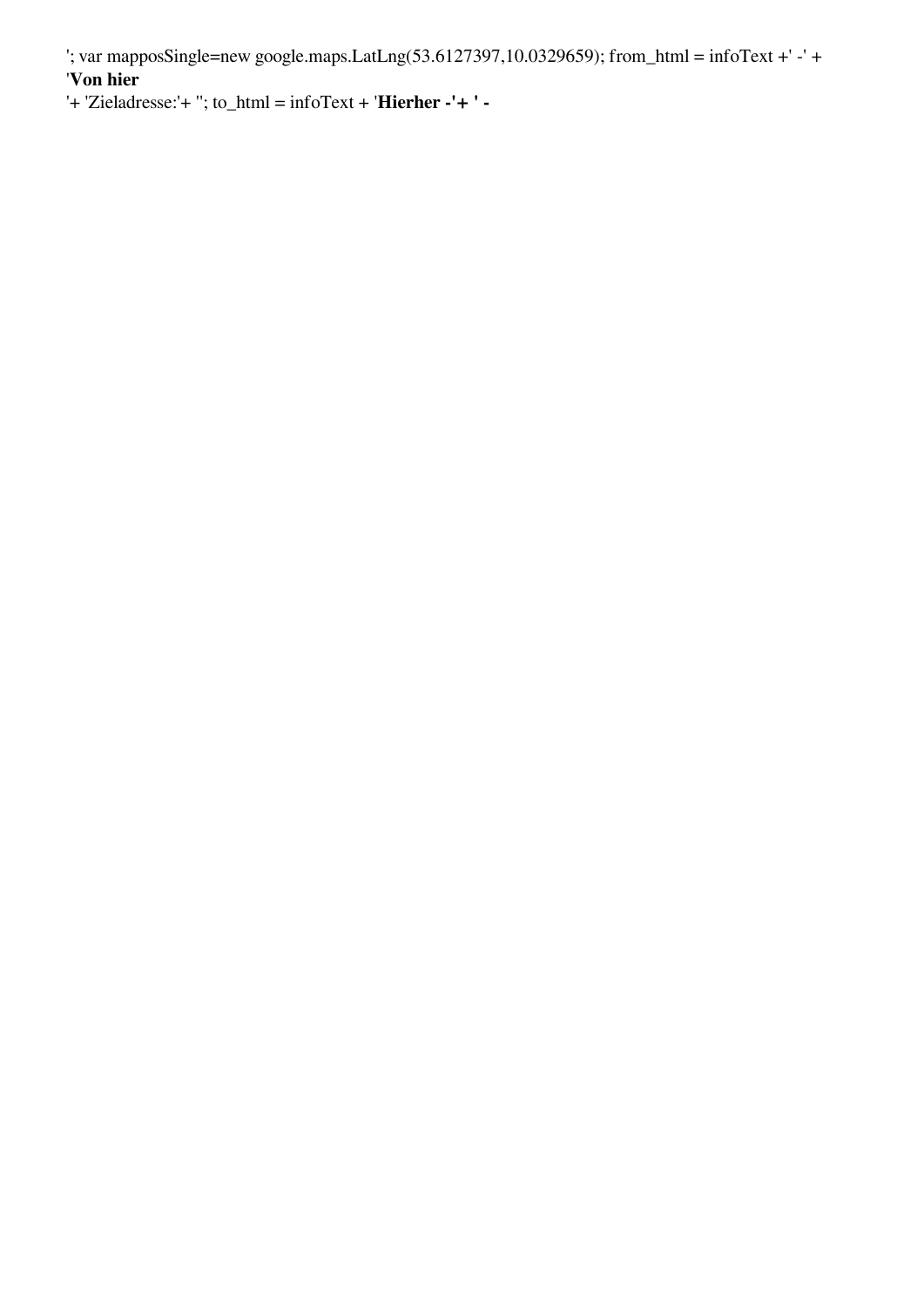'; var mapposSingle=new google.maps.LatLng(53.6127397,10.0329659); from_html = infoText +' -' +
'**Von hier**
'+ 'Zieladresse:'+ ''; to_html = infoText + '**Hierher -'+ ' -**